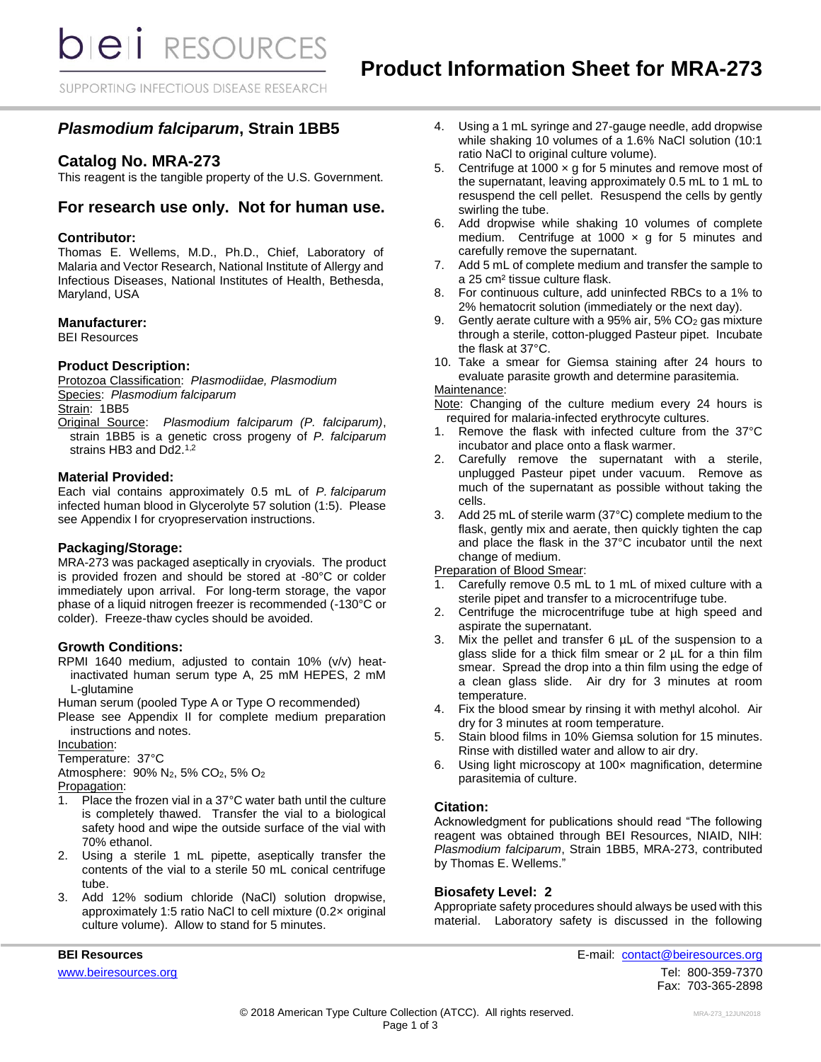# Product Information Sheet for MRA-273

SUPPORTING INFECTIOUS DISEASE RESEARCH

## *Plasmodium falciparum*, Strain 1BB5

## Catalog No. MRA-273

This reagent is the tangible property of the U.S. Government.

## For research use only. Not for human use.

### Contributor:

Thomas E. Wellems, M.D., Ph.D., Chief, Laboratory of Malaria and Vector Research, National Institute of Allergy and Infectious Diseases, National Institutes of Health, Bethesda, Maryland, USA

### Manufacturer:

BEI Resources

### Product Description:

Protozoa Classification: *Plasmodiidae, Plasmodium*
Species: *Plasmodium falciparum*
Strain: 1BB5
Original Source: *Plasmodium falciparum (P. falciparum)*, strain 1BB5 is a genetic cross progeny of *P. falciparum* strains HB3 and Dd2.[1,2]

### Material Provided:

Each vial contains approximately 0.5 mL of *P. falciparum* infected human blood in Glycerolyte 57 solution (1:5). Please see Appendix I for cryopreservation instructions.

### Packaging/Storage:

MRA-273 was packaged aseptically in cryovials. The product is provided frozen and should be stored at -80°C or colder immediately upon arrival. For long-term storage, the vapor phase of a liquid nitrogen freezer is recommended (-130°C or colder). Freeze-thaw cycles should be avoided.

### Growth Conditions:

RPMI 1640 medium, adjusted to contain 10% (v/v) heat-inactivated human serum type A, 25 mM HEPES, 2 mM L-glutamine

Human serum (pooled Type A or Type O recommended)

Please see Appendix II for complete medium preparation instructions and notes.

Incubation:

Temperature: 37°C

Atmosphere: 90% $N_2$, 5% $CO_2$, 5% $O_2$

Propagation:

1. Place the frozen vial in a 37°C water bath until the culture is completely thawed. Transfer the vial to a biological safety hood and wipe the outside surface of the vial with 70% ethanol.
2. Using a sterile 1 mL pipette, aseptically transfer the contents of the vial to a sterile 50 mL conical centrifuge tube.
3. Add 12% sodium chloride (NaCl) solution dropwise, approximately 1:5 ratio NaCl to cell mixture (0.2× original culture volume). Allow to stand for 5 minutes.
4. Using a 1 mL syringe and 27-gauge needle, add dropwise while shaking 10 volumes of a 1.6% NaCl solution (10:1 ratio NaCl to original culture volume).
5. Centrifuge at 1000 × g for 5 minutes and remove most of the supernatant, leaving approximately 0.5 mL to 1 mL to resuspend the cell pellet. Resuspend the cells by gently swirling the tube.
6. Add dropwise while shaking 10 volumes of complete medium. Centrifuge at 1000 × g for 5 minutes and carefully remove the supernatant.
7. Add 5 mL of complete medium and transfer the sample to a 25 cm² tissue culture flask.
8. For continuous culture, add uninfected RBCs to a 1% to 2% hematocrit solution (immediately or the next day).
9. Gently aerate culture with a 95% air, 5% $CO_2$ gas mixture through a sterile, cotton-plugged Pasteur pipet. Incubate the flask at 37°C.
10. Take a smear for Giemsa staining after 24 hours to evaluate parasite growth and determine parasitemia.

Maintenance:

Note: Changing of the culture medium every 24 hours is required for malaria-infected erythrocyte cultures.

1. Remove the flask with infected culture from the 37°C incubator and place onto a flask warmer.
2. Carefully remove the supernatant with a sterile, unplugged Pasteur pipet under vacuum. Remove as much of the supernatant as possible without taking the cells.
3. Add 25 mL of sterile warm (37°C) complete medium to the flask, gently mix and aerate, then quickly tighten the cap and place the flask in the 37°C incubator until the next change of medium.

Preparation of Blood Smear:

1. Carefully remove 0.5 mL to 1 mL of mixed culture with a sterile pipet and transfer to a microcentrifuge tube.
2. Centrifuge the microcentrifuge tube at high speed and aspirate the supernatant.
3. Mix the pellet and transfer 6 µL of the suspension to a glass slide for a thick film smear or 2 µL for a thin film smear. Spread the drop into a thin film using the edge of a clean glass slide. Air dry for 3 minutes at room temperature.
4. Fix the blood smear by rinsing it with methyl alcohol. Air dry for 3 minutes at room temperature.
5. Stain blood films in 10% Giemsa solution for 15 minutes. Rinse with distilled water and allow to air dry.
6. Using light microscopy at 100× magnification, determine parasitemia of culture.

### Citation:

Acknowledgment for publications should read "The following reagent was obtained through BEI Resources, NIAID, NIH: *Plasmodium falciparum*, Strain 1BB5, MRA-273, contributed by Thomas E. Wellems."

### Biosafety Level: 2

Appropriate safety procedures should always be used with this material. Laboratory safety is discussed in the following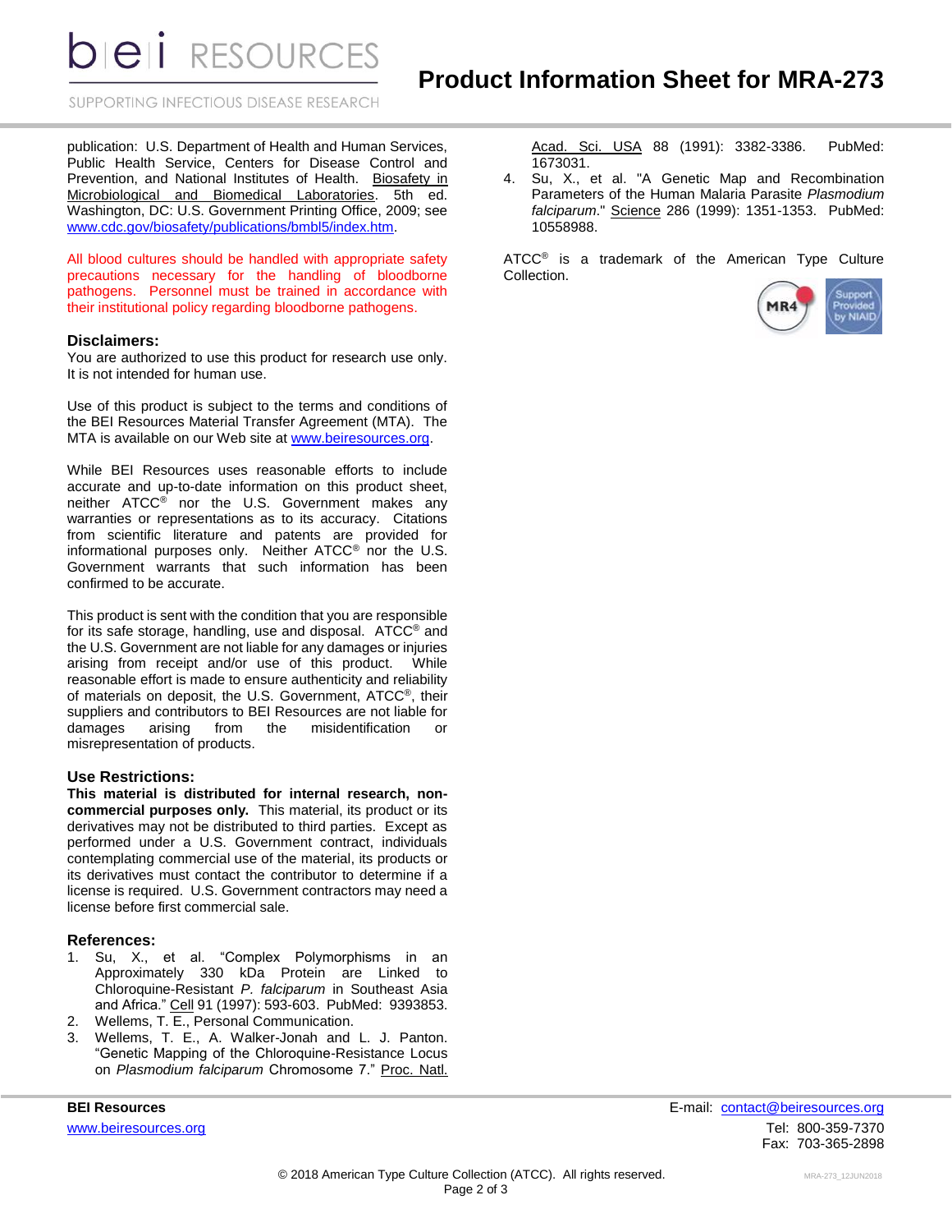publication: U.S. Department of Health and Human Services, Public Health Service, Centers for Disease Control and Prevention, and National Institutes of Health. Biosafety in Microbiological and Biomedical Laboratories. 5th ed. Washington, DC: U.S. Government Printing Office, 2009; see www.cdc.gov/biosafety/publications/bmbl5/index.htm.

All blood cultures should be handled with appropriate safety precautions necessary for the handling of bloodborne pathogens. Personnel must be trained in accordance with their institutional policy regarding bloodborne pathogens.

### Disclaimers:

You are authorized to use this product for research use only. It is not intended for human use.

Use of this product is subject to the terms and conditions of the BEI Resources Material Transfer Agreement (MTA). The MTA is available on our Web site at www.beiresources.org.

While BEI Resources uses reasonable efforts to include accurate and up-to-date information on this product sheet, neither ATCC® nor the U.S. Government makes any warranties or representations as to its accuracy. Citations from scientific literature and patents are provided for informational purposes only. Neither ATCC® nor the U.S. Government warrants that such information has been confirmed to be accurate.

This product is sent with the condition that you are responsible for its safe storage, handling, use and disposal. ATCC® and the U.S. Government are not liable for any damages or injuries arising from receipt and/or use of this product. While reasonable effort is made to ensure authenticity and reliability of materials on deposit, the U.S. Government, ATCC®, their suppliers and contributors to BEI Resources are not liable for damages arising from the misidentification or misrepresentation of products.

### Use Restrictions:

**This material is distributed for internal research, non-commercial purposes only.** This material, its product or its derivatives may not be distributed to third parties. Except as performed under a U.S. Government contract, individuals contemplating commercial use of the material, its products or its derivatives must contact the contributor to determine if a license is required. U.S. Government contractors may need a license before first commercial sale.

### References:

1. Su, X., et al. "Complex Polymorphisms in an Approximately 330 kDa Protein are Linked to Chloroquine-Resistant *P. falciparum* in Southeast Asia and Africa." Cell 91 (1997): 593-603. PubMed: 9393853.
2. Wellems, T. E., Personal Communication.
3. Wellems, T. E., A. Walker-Jonah and L. J. Panton. "Genetic Mapping of the Chloroquine-Resistance Locus on *Plasmodium falciparum* Chromosome 7." Proc. Natl. Acad. Sci. USA 88 (1991): 3382-3386. PubMed: 1673031.
4. Su, X., et al. "A Genetic Map and Recombination Parameters of the Human Malaria Parasite *Plasmodium falciparum*." Science 286 (1999): 1351-1353. PubMed: 10558988.

ATCC® is a trademark of the American Type Culture Collection.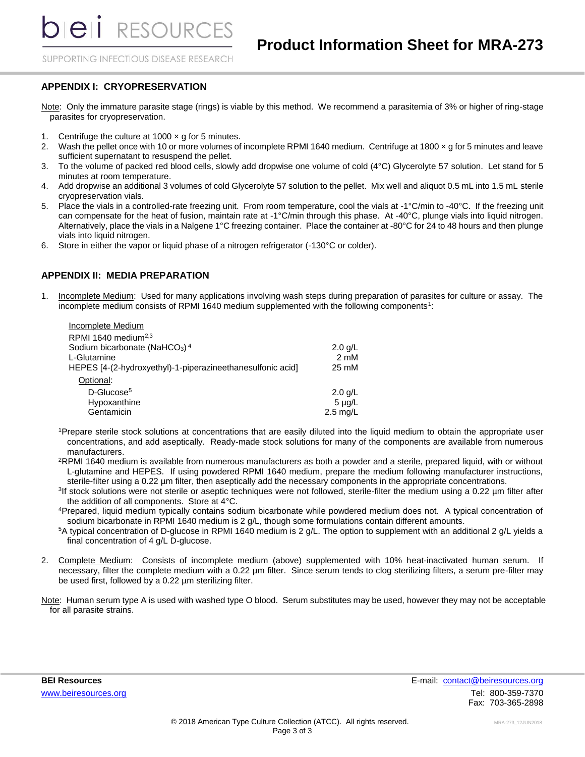## APPENDIX I: CRYOPRESERVATION

Note: Only the immature parasite stage (rings) is viable by this method. We recommend a parasitemia of 3% or higher of ring-stage parasites for cryopreservation.

1. Centrifuge the culture at 1000 × g for 5 minutes.
2. Wash the pellet once with 10 or more volumes of incomplete RPMI 1640 medium. Centrifuge at 1800 × g for 5 minutes and leave sufficient supernatant to resuspend the pellet.
3. To the volume of packed red blood cells, slowly add dropwise one volume of cold (4°C) Glycerolyte 57 solution. Let stand for 5 minutes at room temperature.
4. Add dropwise an additional 3 volumes of cold Glycerolyte 57 solution to the pellet. Mix well and aliquot 0.5 mL into 1.5 mL sterile cryopreservation vials.
5. Place the vials in a controlled-rate freezing unit. From room temperature, cool the vials at -1°C/min to -40°C. If the freezing unit can compensate for the heat of fusion, maintain rate at -1°C/min through this phase. At -40°C, plunge vials into liquid nitrogen. Alternatively, place the vials in a Nalgene 1°C freezing container. Place the container at -80°C for 24 to 48 hours and then plunge vials into liquid nitrogen.
6. Store in either the vapor or liquid phase of a nitrogen refrigerator (-130°C or colder).

## APPENDIX II: MEDIA PREPARATION

1. Incomplete Medium: Used for many applications involving wash steps during preparation of parasites for culture or assay. The incomplete medium consists of RPMI 1640 medium supplemented with the following components[1]:

| Incomplete Medium | |
|---|---|
| RPMI 1640 medium[2,3] | |
| Sodium bicarbonate ($NaHCO_3$)[4] | 2.0 g/L |
| L-Glutamine | 2 mM |
| HEPES [4-(2-hydroxyethyl)-1-piperazineethanesulfonic acid] | 25 mM |
| Optional: | |
| D-Glucose[5] | 2.0 g/L |
| Hypoxanthine | 5 µg/L |
| Gentamicin | 2.5 mg/L |

[1]Prepare sterile stock solutions at concentrations that are easily diluted into the liquid medium to obtain the appropriate user concentrations, and add aseptically. Ready-made stock solutions for many of the components are available from numerous manufacturers.

[2]RPMI 1640 medium is available from numerous manufacturers as both a powder and a sterile, prepared liquid, with or without L-glutamine and HEPES. If using powdered RPMI 1640 medium, prepare the medium following manufacturer instructions, sterile-filter using a 0.22 µm filter, then aseptically add the necessary components in the appropriate concentrations.

[3]If stock solutions were not sterile or aseptic techniques were not followed, sterile-filter the medium using a 0.22 µm filter after the addition of all components. Store at 4°C.

[4]Prepared, liquid medium typically contains sodium bicarbonate while powdered medium does not. A typical concentration of sodium bicarbonate in RPMI 1640 medium is 2 g/L, though some formulations contain different amounts.

[5]A typical concentration of D-glucose in RPMI 1640 medium is 2 g/L. The option to supplement with an additional 2 g/L yields a final concentration of 4 g/L D-glucose.

2. Complete Medium: Consists of incomplete medium (above) supplemented with 10% heat-inactivated human serum. If necessary, filter the complete medium with a 0.22 µm filter. Since serum tends to clog sterilizing filters, a serum pre-filter may be used first, followed by a 0.22 µm sterilizing filter.

Note: Human serum type A is used with washed type O blood. Serum substitutes may be used, however they may not be acceptable for all parasite strains.